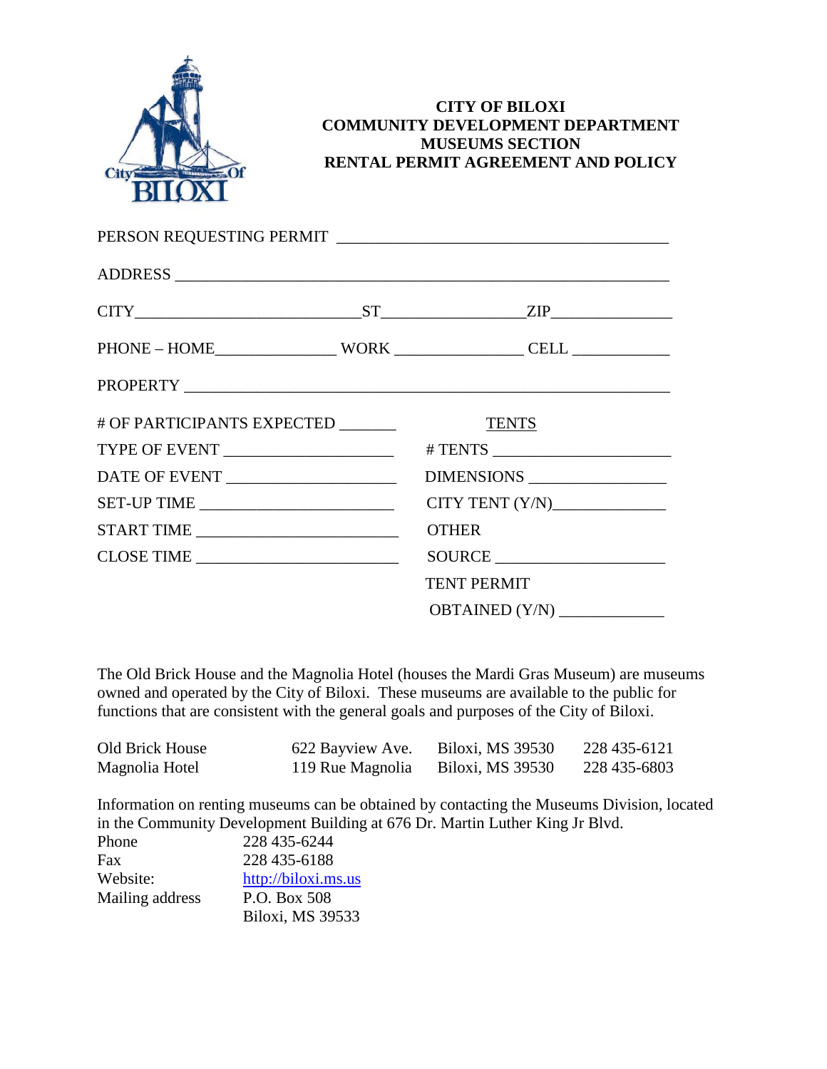**CITY OF BILOXI**
**COMMUNITY DEVELOPMENT DEPARTMENT**
**MUSEUMS SECTION**
**RENTAL PERMIT AGREEMENT AND POLICY**

PERSON REQUESTING PERMIT ________________________________________

ADDRESS ____________________________________________________________

CITY___________________________ST________________ZIP______________

PHONE – HOME______________ WORK _______________ CELL ____________

PROPERTY ___________________________________________________________

| | |
|---|---|
| # OF PARTICIPANTS EXPECTED _______ | TENTS |
| TYPE OF EVENT ____________________ | # TENTS _____________________ |
| DATE OF EVENT ____________________ | DIMENSIONS ________________ |
| SET-UP TIME ______________________ | CITY TENT (Y/N)_____________ |
| START TIME _______________________ | OTHER |
| CLOSE TIME _______________________ | SOURCE ____________________ |
| | TENT PERMIT |
| | OBTAINED (Y/N) ____________ |

The Old Brick House and the Magnolia Hotel (houses the Mardi Gras Museum) are museums owned and operated by the City of Biloxi. These museums are available to the public for functions that are consistent with the general goals and purposes of the City of Biloxi.

| | | | |
|---|---|---|---|
| Old Brick House | 622 Bayview Ave. | Biloxi, MS 39530 | 228 435-6121 |
| Magnolia Hotel | 119 Rue Magnolia | Biloxi, MS 39530 | 228 435-6803 |

Information on renting museums can be obtained by contacting the Museums Division, located in the Community Development Building at 676 Dr. Martin Luther King Jr Blvd.

| | |
|---|---|
| Phone | 228 435-6244 |
| Fax | 228 435-6188 |
| Website: | http://biloxi.ms.us |
| Mailing address | P.O. Box 508<br>Biloxi, MS 39533 |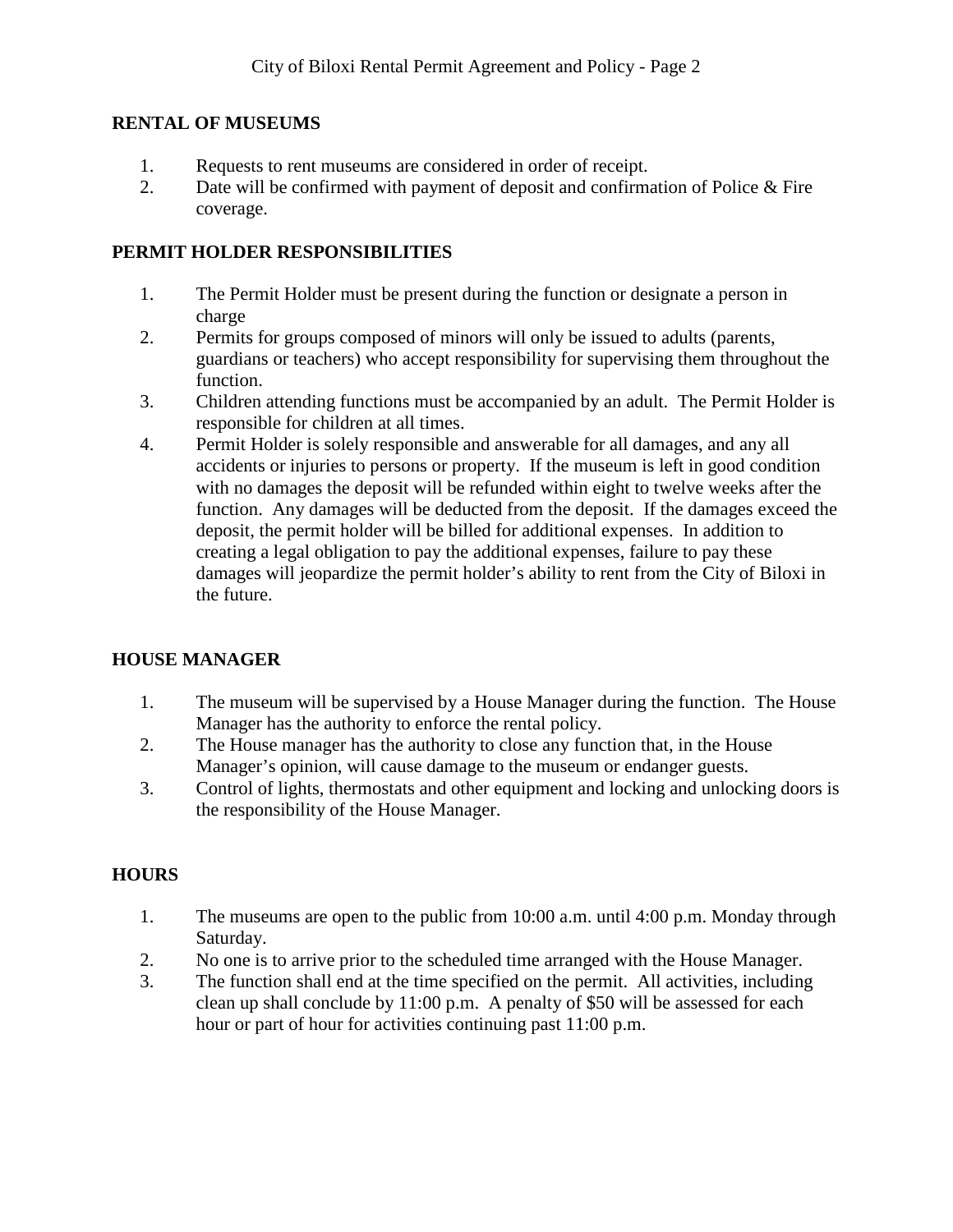## RENTAL OF MUSEUMS

1. Requests to rent museums are considered in order of receipt.
2. Date will be confirmed with payment of deposit and confirmation of Police & Fire coverage.

## PERMIT HOLDER RESPONSIBILITIES

1. The Permit Holder must be present during the function or designate a person in charge
2. Permits for groups composed of minors will only be issued to adults (parents, guardians or teachers) who accept responsibility for supervising them throughout the function.
3. Children attending functions must be accompanied by an adult. The Permit Holder is responsible for children at all times.
4. Permit Holder is solely responsible and answerable for all damages, and any all accidents or injuries to persons or property. If the museum is left in good condition with no damages the deposit will be refunded within eight to twelve weeks after the function. Any damages will be deducted from the deposit. If the damages exceed the deposit, the permit holder will be billed for additional expenses. In addition to creating a legal obligation to pay the additional expenses, failure to pay these damages will jeopardize the permit holder's ability to rent from the City of Biloxi in the future.

## HOUSE MANAGER

1. The museum will be supervised by a House Manager during the function. The House Manager has the authority to enforce the rental policy.
2. The House manager has the authority to close any function that, in the House Manager's opinion, will cause damage to the museum or endanger guests.
3. Control of lights, thermostats and other equipment and locking and unlocking doors is the responsibility of the House Manager.

## HOURS

1. The museums are open to the public from 10:00 a.m. until 4:00 p.m. Monday through Saturday.
2. No one is to arrive prior to the scheduled time arranged with the House Manager.
3. The function shall end at the time specified on the permit. All activities, including clean up shall conclude by 11:00 p.m. A penalty of $50 will be assessed for each hour or part of hour for activities continuing past 11:00 p.m.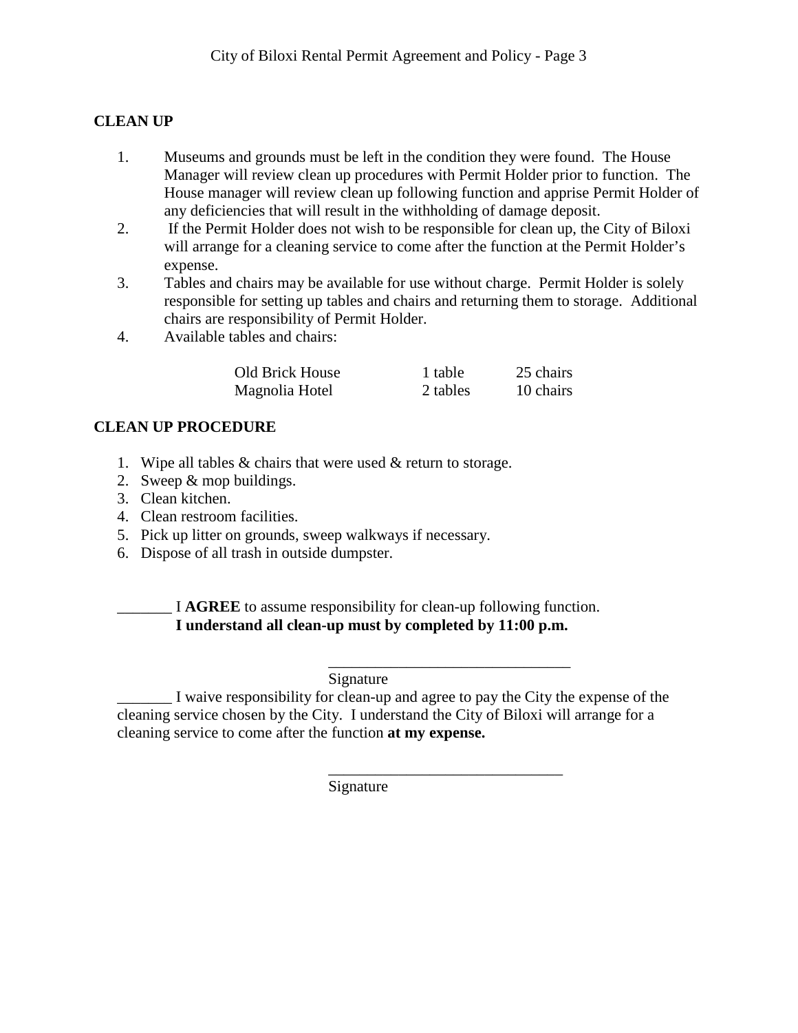## CLEAN UP

1. Museums and grounds must be left in the condition they were found. The House Manager will review clean up procedures with Permit Holder prior to function. The House manager will review clean up following function and apprise Permit Holder of any deficiencies that will result in the withholding of damage deposit.
2. If the Permit Holder does not wish to be responsible for clean up, the City of Biloxi will arrange for a cleaning service to come after the function at the Permit Holder's expense.
3. Tables and chairs may be available for use without charge. Permit Holder is solely responsible for setting up tables and chairs and returning them to storage. Additional chairs are responsibility of Permit Holder.
4. Available tables and chairs:

| | | |
|---|---|---|
| Old Brick House | 1 table | 25 chairs |
| Magnolia Hotel | 2 tables | 10 chairs |

## CLEAN UP PROCEDURE

1. Wipe all tables & chairs that were used & return to storage.
2. Sweep & mop buildings.
3. Clean kitchen.
4. Clean restroom facilities.
5. Pick up litter on grounds, sweep walkways if necessary.
6. Dispose of all trash in outside dumpster.

_______ I **AGREE** to assume responsibility for clean-up following function.
**I understand all clean-up must by completed by 11:00 p.m.**

_______________________________
Signature

_______ I waive responsibility for clean-up and agree to pay the City the expense of the cleaning service chosen by the City. I understand the City of Biloxi will arrange for a cleaning service to come after the function **at my expense.**

______________________________
Signature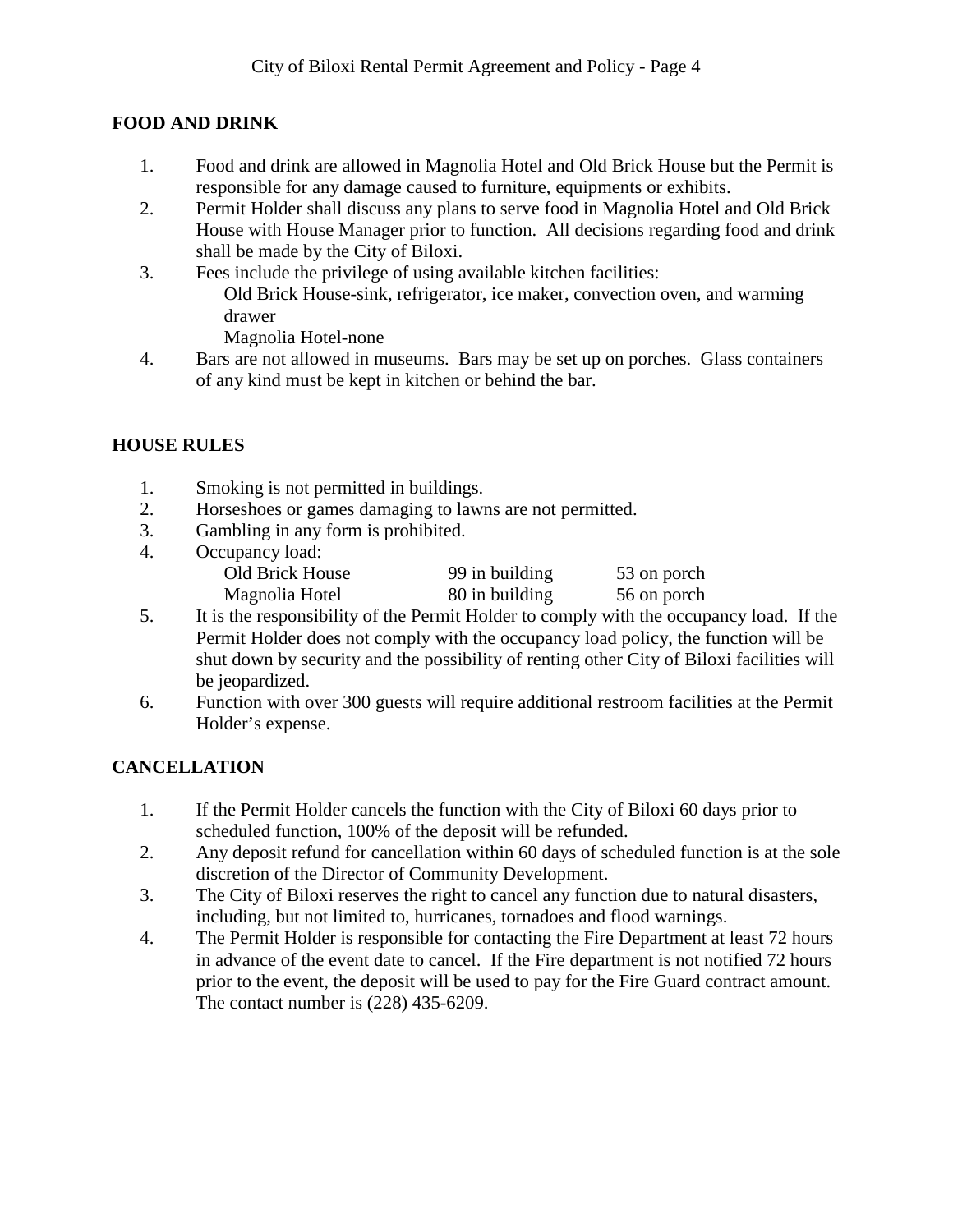## FOOD AND DRINK

1. Food and drink are allowed in Magnolia Hotel and Old Brick House but the Permit is responsible for any damage caused to furniture, equipments or exhibits.
2. Permit Holder shall discuss any plans to serve food in Magnolia Hotel and Old Brick House with House Manager prior to function. All decisions regarding food and drink shall be made by the City of Biloxi.
3. Fees include the privilege of using available kitchen facilities:
   Old Brick House-sink, refrigerator, ice maker, convection oven, and warming drawer
   Magnolia Hotel-none
4. Bars are not allowed in museums. Bars may be set up on porches. Glass containers of any kind must be kept in kitchen or behind the bar.

## HOUSE RULES

1. Smoking is not permitted in buildings.
2. Horseshoes or games damaging to lawns are not permitted.
3. Gambling in any form is prohibited.
4. Occupancy load:

| | | |
|---|---|---|
| Old Brick House | 99 in building | 53 on porch |
| Magnolia Hotel | 80 in building | 56 on porch |

5. It is the responsibility of the Permit Holder to comply with the occupancy load. If the Permit Holder does not comply with the occupancy load policy, the function will be shut down by security and the possibility of renting other City of Biloxi facilities will be jeopardized.
6. Function with over 300 guests will require additional restroom facilities at the Permit Holder's expense.

## CANCELLATION

1. If the Permit Holder cancels the function with the City of Biloxi 60 days prior to scheduled function, 100% of the deposit will be refunded.
2. Any deposit refund for cancellation within 60 days of scheduled function is at the sole discretion of the Director of Community Development.
3. The City of Biloxi reserves the right to cancel any function due to natural disasters, including, but not limited to, hurricanes, tornadoes and flood warnings.
4. The Permit Holder is responsible for contacting the Fire Department at least 72 hours in advance of the event date to cancel. If the Fire department is not notified 72 hours prior to the event, the deposit will be used to pay for the Fire Guard contract amount. The contact number is (228) 435-6209.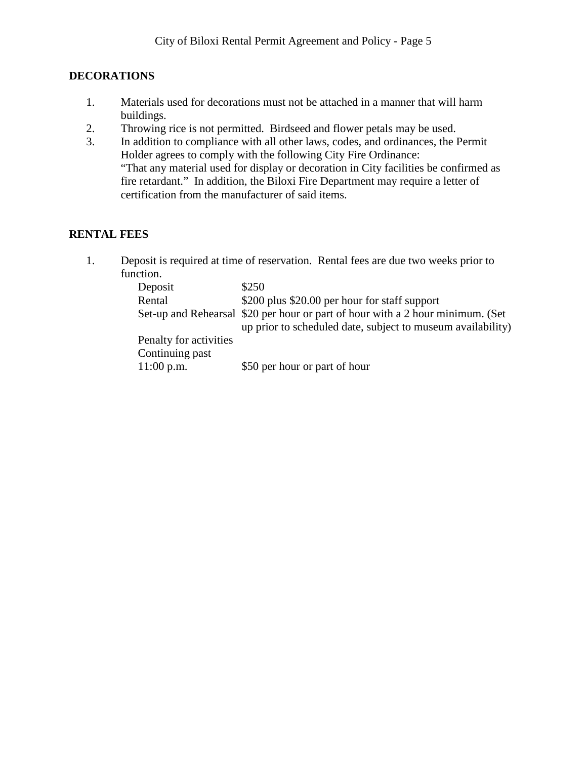## DECORATIONS

1. Materials used for decorations must not be attached in a manner that will harm buildings.
2. Throwing rice is not permitted. Birdseed and flower petals may be used.
3. In addition to compliance with all other laws, codes, and ordinances, the Permit Holder agrees to comply with the following City Fire Ordinance: "That any material used for display or decoration in City facilities be confirmed as fire retardant." In addition, the Biloxi Fire Department may require a letter of certification from the manufacturer of said items.

## RENTAL FEES

1. Deposit is required at time of reservation. Rental fees are due two weeks prior to function.

| | |
|---|---|
| Deposit | $250 |
| Rental | $200 plus $20.00 per hour for staff support |
| Set-up and Rehearsal | $20 per hour or part of hour with a 2 hour minimum. (Set up prior to scheduled date, subject to museum availability) |
| Penalty for activities Continuing past 11:00 p.m. | $50 per hour or part of hour |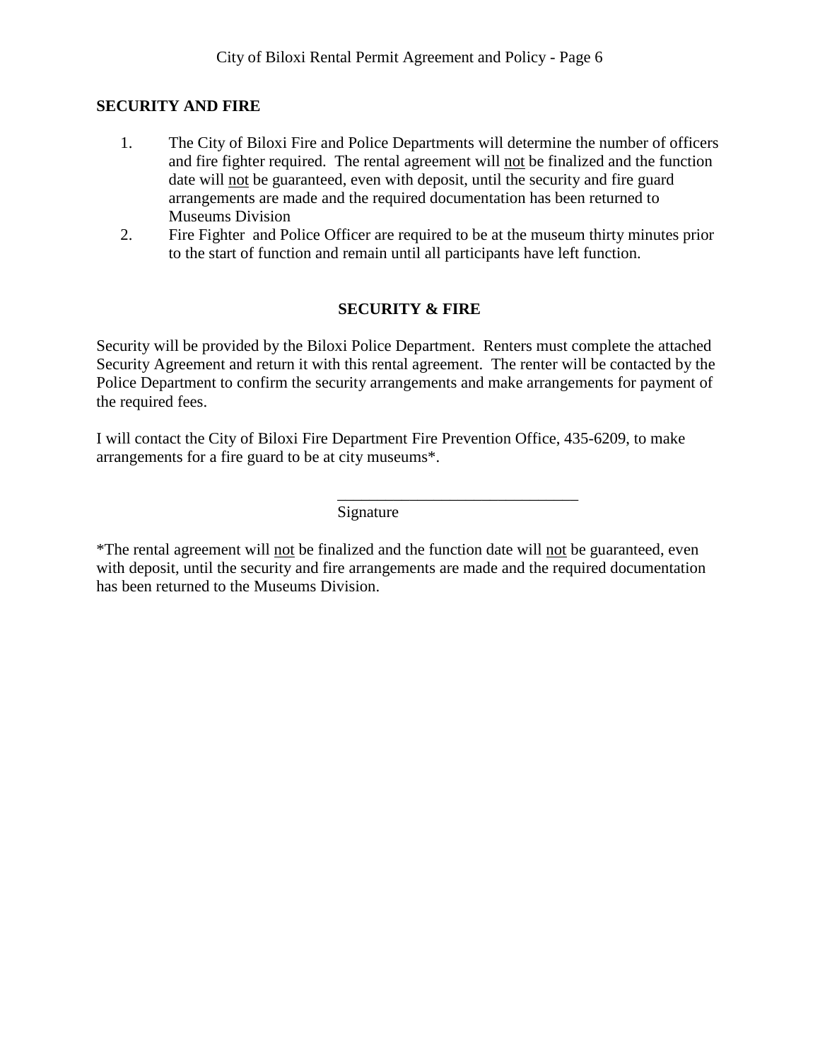## SECURITY AND FIRE

1. The City of Biloxi Fire and Police Departments will determine the number of officers and fire fighter required. The rental agreement will not be finalized and the function date will not be guaranteed, even with deposit, until the security and fire guard arrangements are made and the required documentation has been returned to Museums Division
2. Fire Fighter and Police Officer are required to be at the museum thirty minutes prior to the start of function and remain until all participants have left function.

## SECURITY & FIRE

Security will be provided by the Biloxi Police Department. Renters must complete the attached Security Agreement and return it with this rental agreement. The renter will be contacted by the Police Department to confirm the security arrangements and make arrangements for payment of the required fees.

I will contact the City of Biloxi Fire Department Fire Prevention Office, 435-6209, to make arrangements for a fire guard to be at city museums*.

______________________________
Signature

*The rental agreement will not be finalized and the function date will not be guaranteed, even with deposit, until the security and fire arrangements are made and the required documentation has been returned to the Museums Division.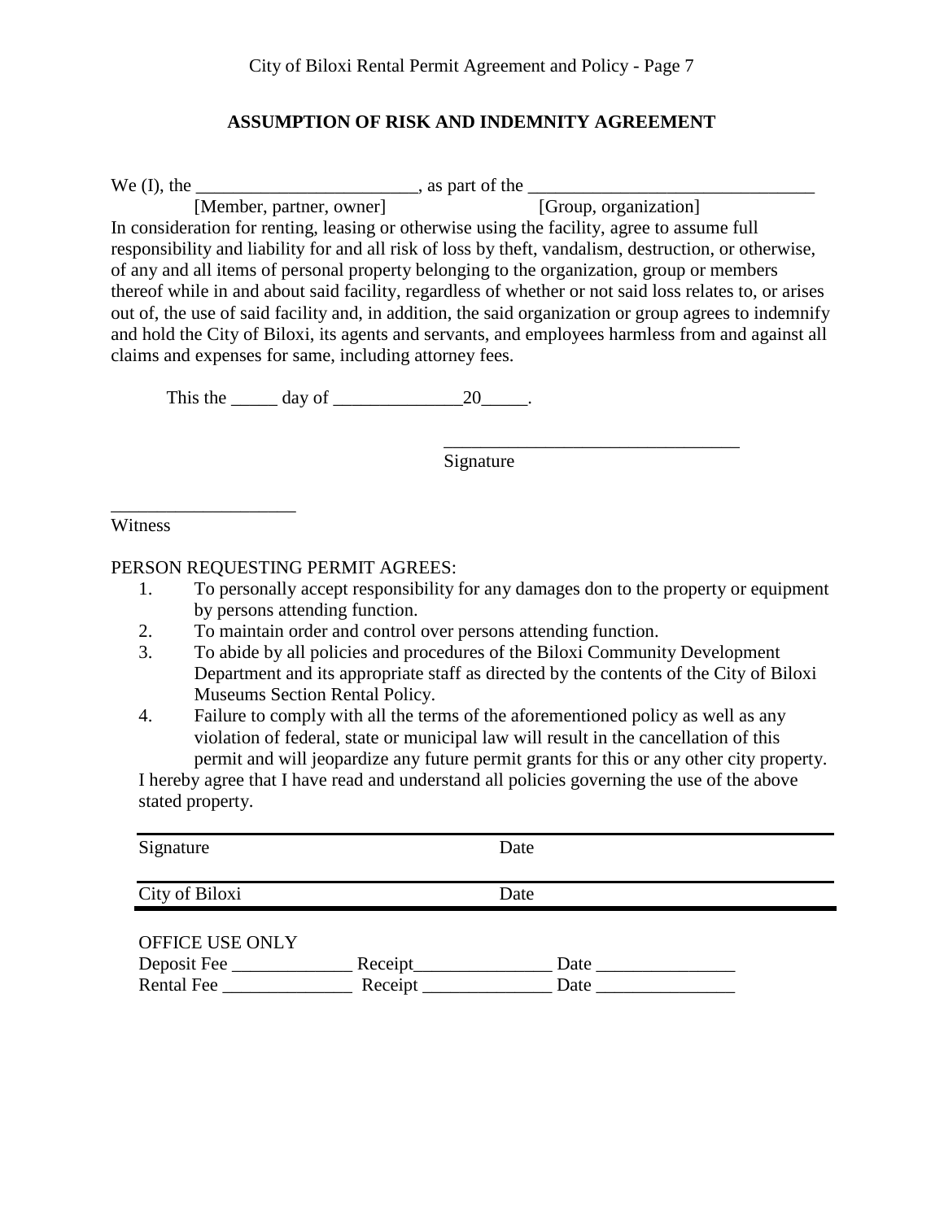## ASSUMPTION OF RISK AND INDEMNITY AGREEMENT

We (I), the ________________________, as part of the ______________________________
[Member, partner, owner] [Group, organization]

In consideration for renting, leasing or otherwise using the facility, agree to assume full responsibility and liability for and all risk of loss by theft, vandalism, destruction, or otherwise, of any and all items of personal property belonging to the organization, group or members thereof while in and about said facility, regardless of whether or not said loss relates to, or arises out of, the use of said facility and, in addition, the said organization or group agrees to indemnify and hold the City of Biloxi, its agents and servants, and employees harmless from and against all claims and expenses for same, including attorney fees.

This the _____ day of ______________20_____.

________________________________
Signature

____________________
Witness

PERSON REQUESTING PERMIT AGREES:

1. To personally accept responsibility for any damages don to the property or equipment by persons attending function.
2. To maintain order and control over persons attending function.
3. To abide by all policies and procedures of the Biloxi Community Development Department and its appropriate staff as directed by the contents of the City of Biloxi Museums Section Rental Policy.
4. Failure to comply with all the terms of the aforementioned policy as well as any violation of federal, state or municipal law will result in the cancellation of this permit and will jeopardize any future permit grants for this or any other city property.

I hereby agree that I have read and understand all policies governing the use of the above stated property.

________________________________________
Signature Date

________________________________________
City of Biloxi Date

OFFICE USE ONLY

Deposit Fee _____________ Receipt_______________ Date _______________

Rental Fee ______________ Receipt ______________ Date _______________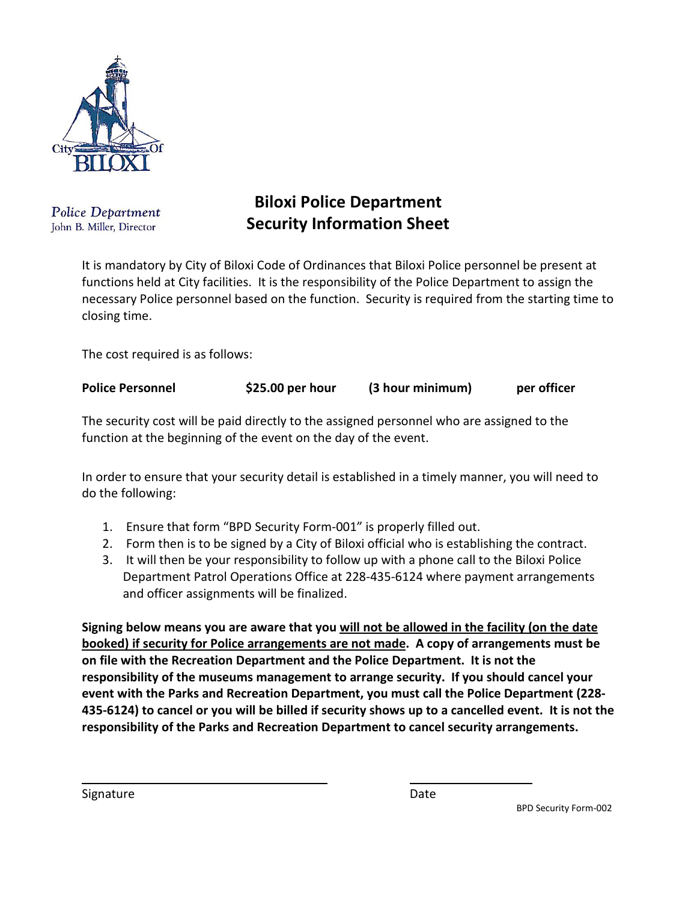Police Department
John B. Miller, Director

# Biloxi Police Department
# Security Information Sheet

It is mandatory by City of Biloxi Code of Ordinances that Biloxi Police personnel be present at functions held at City facilities. It is the responsibility of the Police Department to assign the necessary Police personnel based on the function. Security is required from the starting time to closing time.

The cost required is as follows:

**Police Personnel** **$25.00 per hour** **(3 hour minimum)** **per officer**

The security cost will be paid directly to the assigned personnel who are assigned to the function at the beginning of the event on the day of the event.

In order to ensure that your security detail is established in a timely manner, you will need to do the following:

1. Ensure that form "BPD Security Form-001" is properly filled out.
2. Form then is to be signed by a City of Biloxi official who is establishing the contract.
3. It will then be your responsibility to follow up with a phone call to the Biloxi Police Department Patrol Operations Office at 228-435-6124 where payment arrangements and officer assignments will be finalized.

**Signing below means you are aware that you <u>will not be allowed in the facility (on the date booked) if security for Police arrangements are not made</u>. A copy of arrangements must be on file with the Recreation Department and the Police Department. It is not the responsibility of the museums management to arrange security. If you should cancel your event with the Parks and Recreation Department, you must call the Police Department (228-435-6124) to cancel or you will be billed if security shows up to a cancelled event. It is not the responsibility of the Parks and Recreation Department to cancel security arrangements.**

\_\_\_\_\_\_\_\_\_\_\_\_\_\_\_\_\_\_\_\_\_\_\_\_\_\_\_\_\_\_ \_\_\_\_\_\_\_\_\_\_\_\_\_\_\_
Signature Date

BPD Security Form-002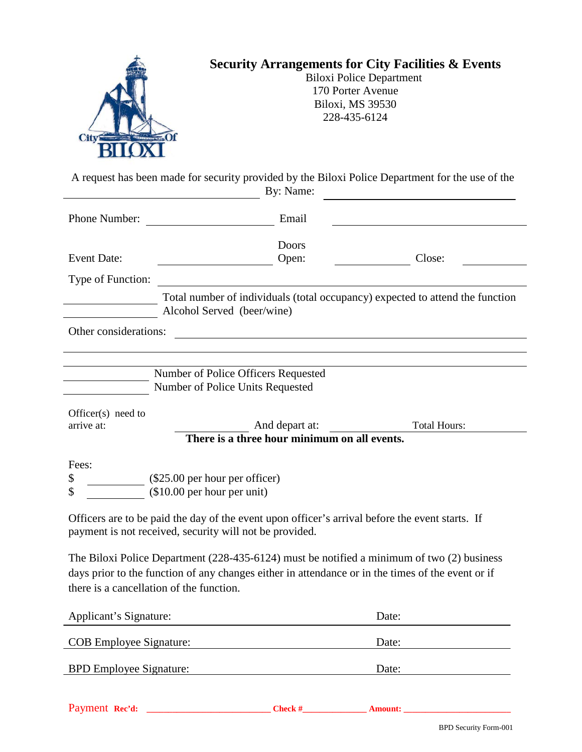# Security Arrangements for City Facilities & Events

Biloxi Police Department
170 Porter Avenue
Biloxi, MS 39530
228-435-6124

A request has been made for security provided by the Biloxi Police Department for the use of the ______________________ By: Name: ______________________

Phone Number: ______________________ Email ______________________

Event Date: ______________________ Doors Open: ______________ Close: ______________

Type of Function: ______________________________________________

______________ Total number of individuals (total occupancy) expected to attend the function

______________ Alcohol Served (beer/wine)

Other considerations: ______________________________________________

______________________________________________

______________________________________________

______________ Number of Police Officers Requested

______________ Number of Police Units Requested

Officer(s) need to arrive at: ______________ And depart at: ______________ Total Hours: ______________

**There is a three hour minimum on all events.**

Fees:

$ __________ ($25.00 per hour per officer)

$ __________ ($10.00 per hour per unit)

Officers are to be paid the day of the event upon officer's arrival before the event starts. If payment is not received, security will not be provided.

The Biloxi Police Department (228-435-6124) must be notified a minimum of two (2) business days prior to the function of any changes either in attendance or in the times of the event or if there is a cancellation of the function.

Applicant's Signature: ______________________ Date: ______________

COB Employee Signature: ______________________ Date: ______________

BPD Employee Signature: ______________________ Date: ______________

Payment **Rec'd: ______________________ Check #______________ Amount: ______________________**

BPD Security Form-001